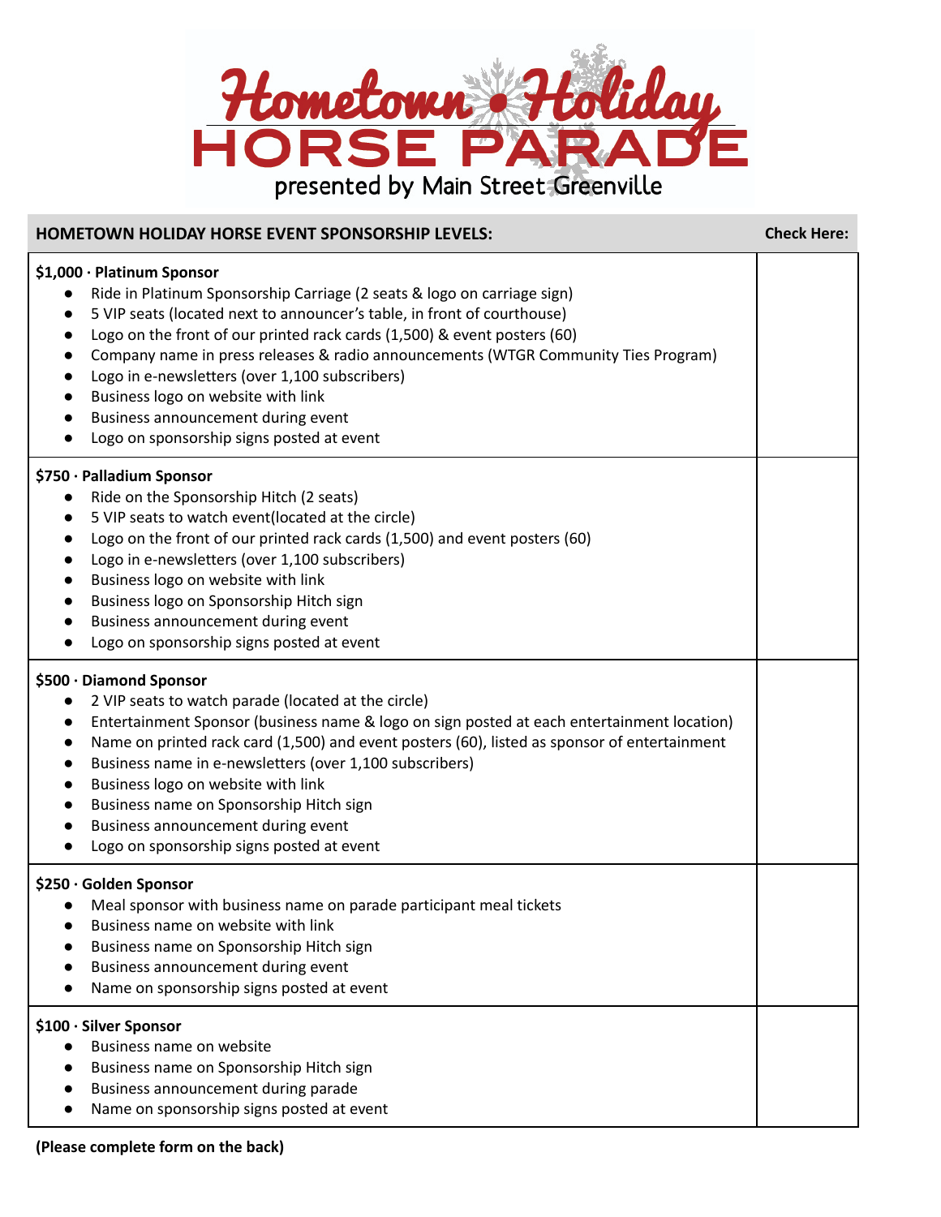# Hometown Holiday HORSE PARADE

presented by Main Street Greenville

| HOMETOWN HOLIDAY HORSE EVENT SPONSORSHIP LEVELS: | Check Here: |
|---|---|
| **$1,000 · Platinum Sponsor**<br>● Ride in Platinum Sponsorship Carriage (2 seats & logo on carriage sign)<br>● 5 VIP seats (located next to announcer's table, in front of courthouse)<br>● Logo on the front of our printed rack cards (1,500) & event posters (60)<br>● Company name in press releases & radio announcements (WTGR Community Ties Program)<br>● Logo in e-newsletters (over 1,100 subscribers)<br>● Business logo on website with link<br>● Business announcement during event<br>● Logo on sponsorship signs posted at event | |
| **$750 · Palladium Sponsor**<br>● Ride on the Sponsorship Hitch (2 seats)<br>● 5 VIP seats to watch event(located at the circle)<br>● Logo on the front of our printed rack cards (1,500) and event posters (60)<br>● Logo in e-newsletters (over 1,100 subscribers)<br>● Business logo on website with link<br>● Business logo on Sponsorship Hitch sign<br>● Business announcement during event<br>● Logo on sponsorship signs posted at event | |
| **$500 · Diamond Sponsor**<br>● 2 VIP seats to watch parade (located at the circle)<br>● Entertainment Sponsor (business name & logo on sign posted at each entertainment location)<br>● Name on printed rack card (1,500) and event posters (60), listed as sponsor of entertainment<br>● Business name in e-newsletters (over 1,100 subscribers)<br>● Business logo on website with link<br>● Business name on Sponsorship Hitch sign<br>● Business announcement during event<br>● Logo on sponsorship signs posted at event | |
| **$250 · Golden Sponsor**<br>● Meal sponsor with business name on parade participant meal tickets<br>● Business name on website with link<br>● Business name on Sponsorship Hitch sign<br>● Business announcement during event<br>● Name on sponsorship signs posted at event | |
| **$100 · Silver Sponsor**<br>● Business name on website<br>● Business name on Sponsorship Hitch sign<br>● Business announcement during parade<br>● Name on sponsorship signs posted at event | |

**(Please complete form on the back)**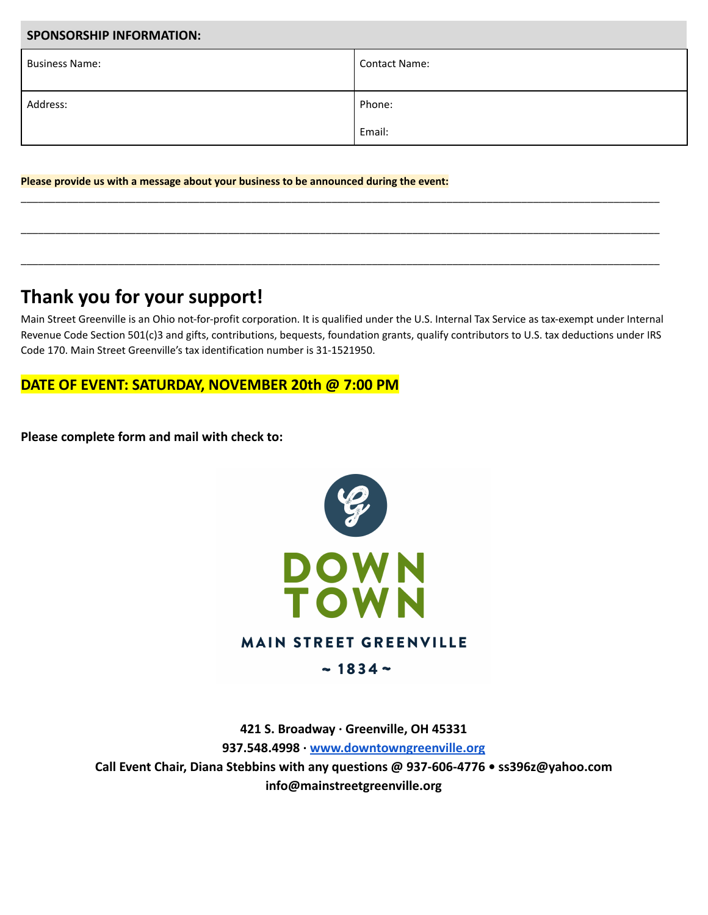| SPONSORSHIP INFORMATION: | |
|---|---|
| Business Name: | Contact Name: |
| Address: | Phone:<br>Email: |

**Please provide us with a message about your business to be announced during the event:**

______________________________________________________________________________________________

______________________________________________________________________________________________

______________________________________________________________________________________________

# Thank you for your support!

Main Street Greenville is an Ohio not-for-profit corporation. It is qualified under the U.S. Internal Tax Service as tax-exempt under Internal Revenue Code Section 501(c)3 and gifts, contributions, bequests, foundation grants, qualify contributors to U.S. tax deductions under IRS Code 170. Main Street Greenville's tax identification number is 31-1521950.

## DATE OF EVENT: SATURDAY, NOVEMBER 20th @ 7:00 PM

**Please complete form and mail with check to:**

DOWN TOWN

MAIN STREET GREENVILLE

~ 1834 ~

**421 S. Broadway · Greenville, OH 45331**

**937.548.4998 · www.downtowngreenville.org**

**Call Event Chair, Diana Stebbins with any questions @ 937-606-4776 • ss396z@yahoo.com**

**info@mainstreetgreenville.org**